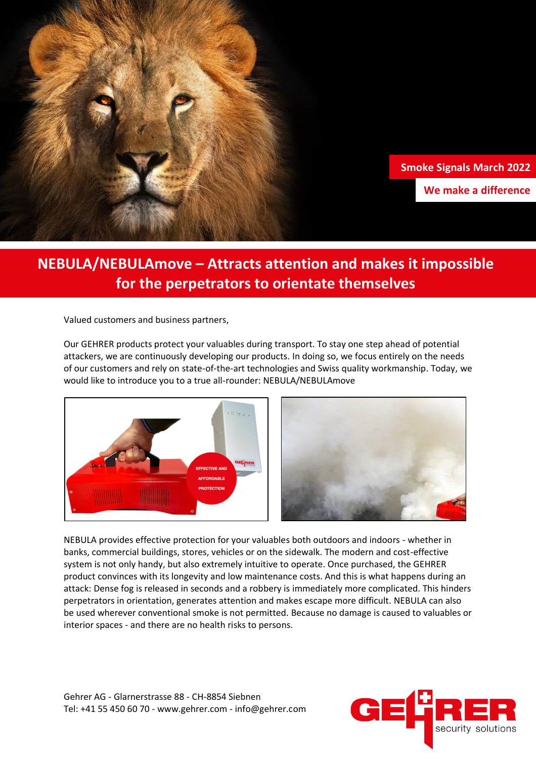**Smoke Signals March 2022**

**We make a difference**

# NEBULA/NEBULAmove – Attracts attention and makes it impossible for the perpetrators to orientate themselves

Valued customers and business partners,

Our GEHRER products protect your valuables during transport. To stay one step ahead of potential attackers, we are continuously developing our products. In doing so, we focus entirely on the needs of our customers and rely on state-of-the-art technologies and Swiss quality workmanship. Today, we would like to introduce you to a true all-rounder: NEBULA/NEBULAmove

NEBULA provides effective protection for your valuables both outdoors and indoors - whether in banks, commercial buildings, stores, vehicles or on the sidewalk. The modern and cost-effective system is not only handy, but also extremely intuitive to operate. Once purchased, the GEHRER product convinces with its longevity and low maintenance costs. And this is what happens during an attack: Dense fog is released in seconds and a robbery is immediately more complicated. This hinders perpetrators in orientation, generates attention and makes escape more difficult. NEBULA can also be used wherever conventional smoke is not permitted. Because no damage is caused to valuables or interior spaces - and there are no health risks to persons.

Gehrer AG - Glarnerstrasse 88 - CH-8854 Siebnen
Tel: +41 55 450 60 70 - www.gehrer.com - info@gehrer.com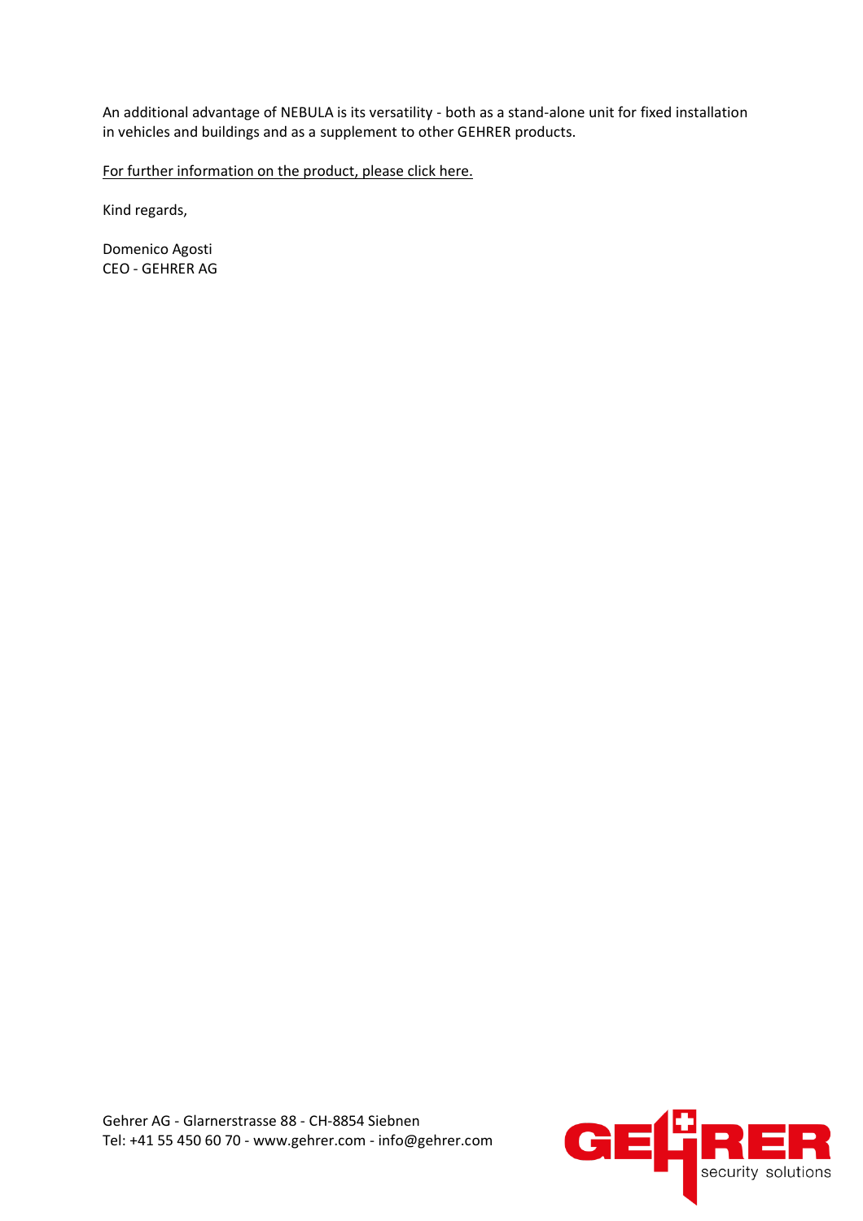An additional advantage of NEBULA is its versatility - both as a stand-alone unit for fixed installation in vehicles and buildings and as a supplement to other GEHRER products.

For further information on the product, please click here.

Kind regards,

Domenico Agosti
CEO - GEHRER AG

Gehrer AG - Glarnerstrasse 88 - CH-8854 Siebnen
Tel: +41 55 450 60 70 - www.gehrer.com - info@gehrer.com